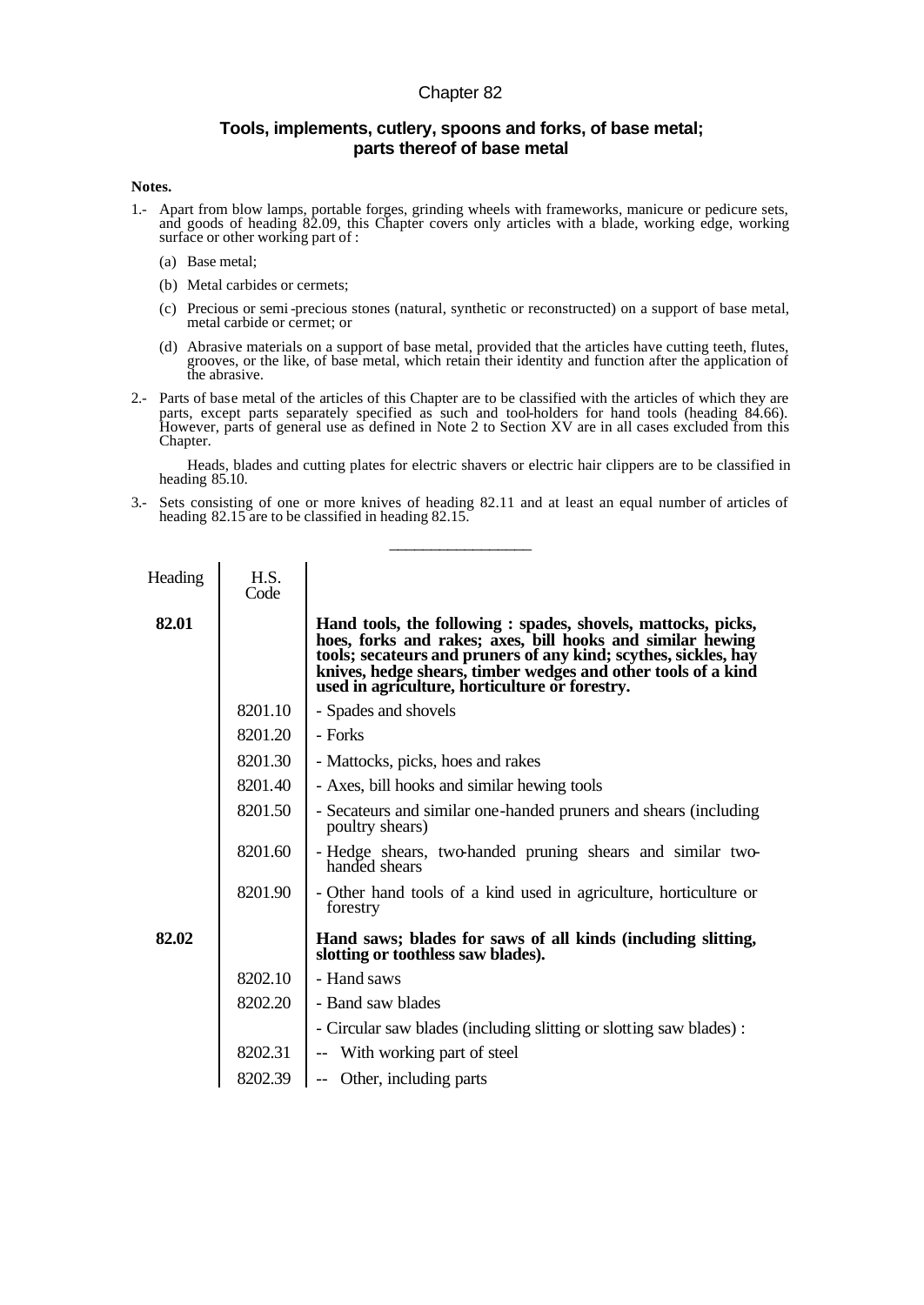# Chapter 82

## Tools, implements, cutlery, spoons and forks, of base metal; parts thereof of base metal

**Notes.**

1.- Apart from blow lamps, portable forges, grinding wheels with frameworks, manicure or pedicure sets, and goods of heading 82.09, this Chapter covers only articles with a blade, working edge, working surface or other working part of :

  (a) Base metal;

  (b) Metal carbides or cermets;

  (c) Precious or semi-precious stones (natural, synthetic or reconstructed) on a support of base metal, metal carbide or cermet; or

  (d) Abrasive materials on a support of base metal, provided that the articles have cutting teeth, flutes, grooves, or the like, of base metal, which retain their identity and function after the application of the abrasive.

2.- Parts of base metal of the articles of this Chapter are to be classified with the articles of which they are parts, except parts separately specified as such and tool-holders for hand tools (heading 84.66). However, parts of general use as defined in Note 2 to Section XV are in all cases excluded from this Chapter.

  Heads, blades and cutting plates for electric shavers or electric hair clippers are to be classified in heading 85.10.

3.- Sets consisting of one or more knives of heading 82.11 and at least an equal number of articles of heading 82.15 are to be classified in heading 82.15.

---

| Heading | H.S. Code | |
|---|---|---|
| **82.01** | | **Hand tools, the following : spades, shovels, mattocks, picks, hoes, forks and rakes; axes, bill hooks and similar hewing tools; secateurs and pruners of any kind; scythes, sickles, hay knives, hedge shears, timber wedges and other tools of a kind used in agriculture, horticulture or forestry.** |
| | 8201.10 | - Spades and shovels |
| | 8201.20 | - Forks |
| | 8201.30 | - Mattocks, picks, hoes and rakes |
| | 8201.40 | - Axes, bill hooks and similar hewing tools |
| | 8201.50 | - Secateurs and similar one-handed pruners and shears (including poultry shears) |
| | 8201.60 | - Hedge shears, two-handed pruning shears and similar two-handed shears |
| | 8201.90 | - Other hand tools of a kind used in agriculture, horticulture or forestry |
| **82.02** | | **Hand saws; blades for saws of all kinds (including slitting, slotting or toothless saw blades).** |
| | 8202.10 | - Hand saws |
| | 8202.20 | - Band saw blades |
| | | - Circular saw blades (including slitting or slotting saw blades) : |
| | 8202.31 | -- With working part of steel |
| | 8202.39 | -- Other, including parts |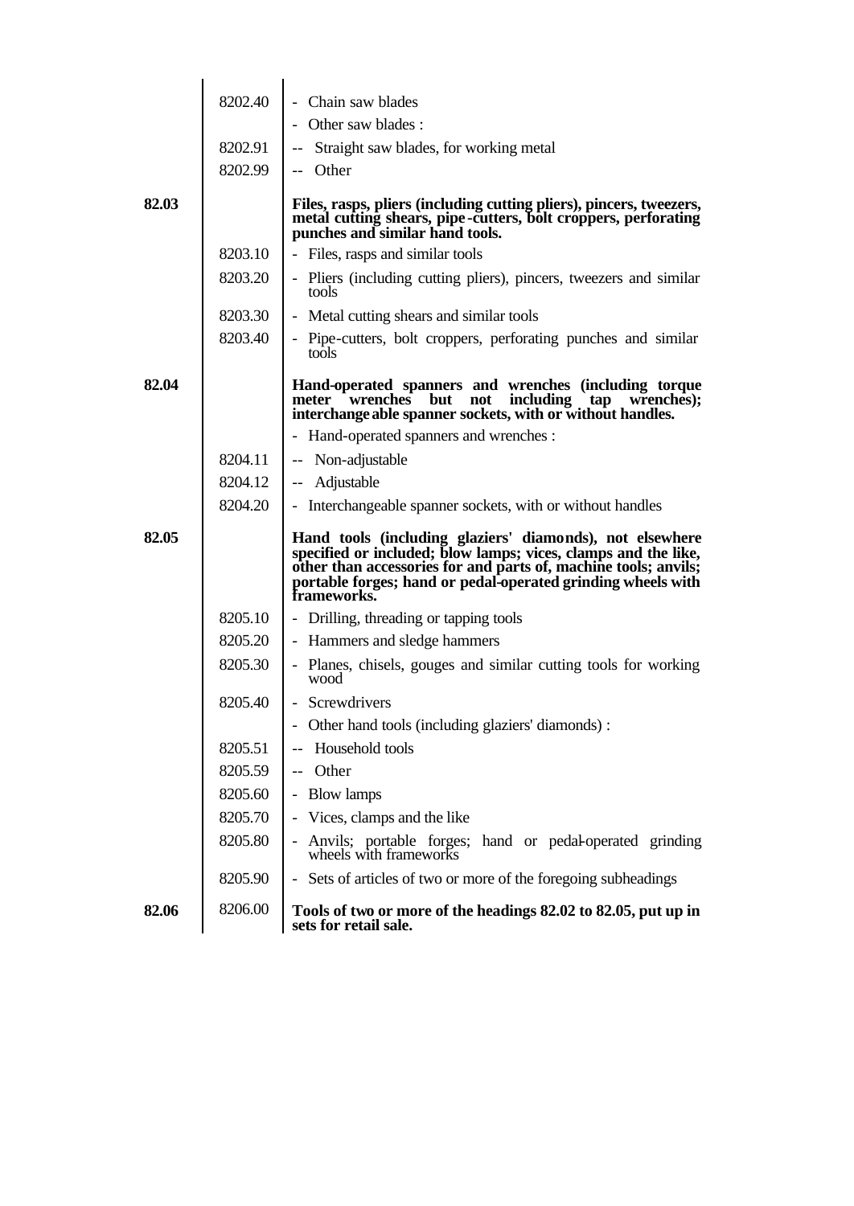| | | |
|---|---|---|
| | 8202.40 | - Chain saw blades |
| | | - Other saw blades : |
| | 8202.91 | -- Straight saw blades, for working metal |
| | 8202.99 | -- Other |
| **82.03** | | **Files, rasps, pliers (including cutting pliers), pincers, tweezers, metal cutting shears, pipe-cutters, bolt croppers, perforating punches and similar hand tools.** |
| | 8203.10 | - Files, rasps and similar tools |
| | 8203.20 | - Pliers (including cutting pliers), pincers, tweezers and similar tools |
| | 8203.30 | - Metal cutting shears and similar tools |
| | 8203.40 | - Pipe-cutters, bolt croppers, perforating punches and similar tools |
| **82.04** | | **Hand-operated spanners and wrenches (including torque meter wrenches but not including tap wrenches); interchangeable spanner sockets, with or without handles.** |
| | | - Hand-operated spanners and wrenches : |
| | 8204.11 | -- Non-adjustable |
| | 8204.12 | -- Adjustable |
| | 8204.20 | - Interchangeable spanner sockets, with or without handles |
| **82.05** | | **Hand tools (including glaziers' diamonds), not elsewhere specified or included; blow lamps; vices, clamps and the like, other than accessories for and parts of, machine tools; anvils; portable forges; hand or pedal-operated grinding wheels with frameworks.** |
| | 8205.10 | - Drilling, threading or tapping tools |
| | 8205.20 | - Hammers and sledge hammers |
| | 8205.30 | - Planes, chisels, gouges and similar cutting tools for working wood |
| | 8205.40 | - Screwdrivers |
| | | - Other hand tools (including glaziers' diamonds) : |
| | 8205.51 | -- Household tools |
| | 8205.59 | -- Other |
| | 8205.60 | - Blow lamps |
| | 8205.70 | - Vices, clamps and the like |
| | 8205.80 | - Anvils; portable forges; hand or pedal-operated grinding wheels with frameworks |
| | 8205.90 | - Sets of articles of two or more of the foregoing subheadings |
| **82.06** | 8206.00 | **Tools of two or more of the headings 82.02 to 82.05, put up in sets for retail sale.** |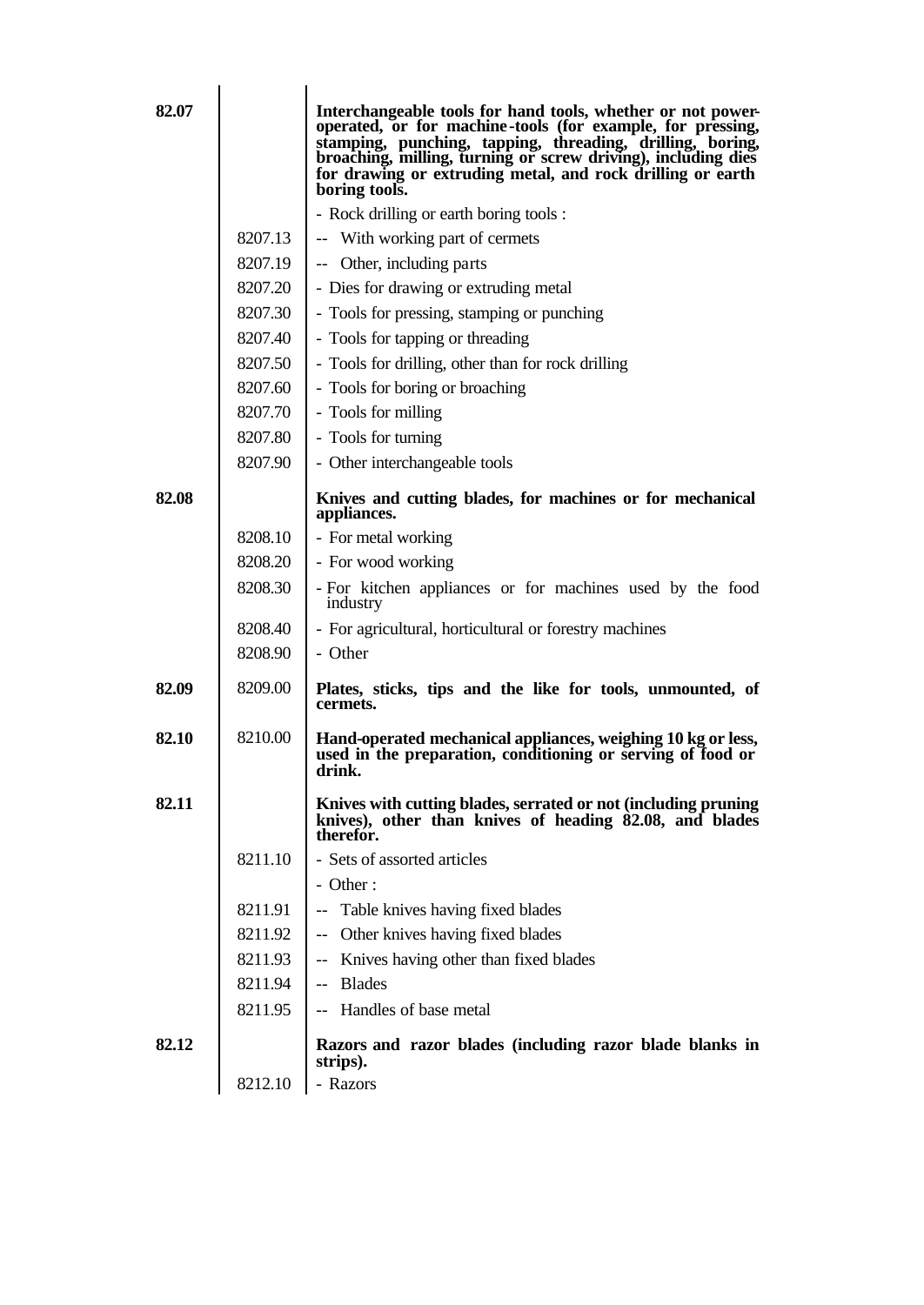| | | |
|---|---|---|
| **82.07** | | **Interchangeable tools for hand tools, whether or not power-operated, or for machine-tools (for example, for pressing, stamping, punching, tapping, threading, drilling, boring, broaching, milling, turning or screw driving), including dies for drawing or extruding metal, and rock drilling or earth boring tools.** |
| | | - Rock drilling or earth boring tools : |
| | 8207.13 | -- With working part of cermets |
| | 8207.19 | -- Other, including parts |
| | 8207.20 | - Dies for drawing or extruding metal |
| | 8207.30 | - Tools for pressing, stamping or punching |
| | 8207.40 | - Tools for tapping or threading |
| | 8207.50 | - Tools for drilling, other than for rock drilling |
| | 8207.60 | - Tools for boring or broaching |
| | 8207.70 | - Tools for milling |
| | 8207.80 | - Tools for turning |
| | 8207.90 | - Other interchangeable tools |
| **82.08** | | **Knives and cutting blades, for machines or for mechanical appliances.** |
| | 8208.10 | - For metal working |
| | 8208.20 | - For wood working |
| | 8208.30 | - For kitchen appliances or for machines used by the food industry |
| | 8208.40 | - For agricultural, horticultural or forestry machines |
| | 8208.90 | - Other |
| **82.09** | 8209.00 | **Plates, sticks, tips and the like for tools, unmounted, of cermets.** |
| **82.10** | 8210.00 | **Hand-operated mechanical appliances, weighing 10 kg or less, used in the preparation, conditioning or serving of food or drink.** |
| **82.11** | | **Knives with cutting blades, serrated or not (including pruning knives), other than knives of heading 82.08, and blades therefor.** |
| | 8211.10 | - Sets of assorted articles |
| | | - Other : |
| | 8211.91 | -- Table knives having fixed blades |
| | 8211.92 | -- Other knives having fixed blades |
| | 8211.93 | -- Knives having other than fixed blades |
| | 8211.94 | -- Blades |
| | 8211.95 | -- Handles of base metal |
| **82.12** | | **Razors and razor blades (including razor blade blanks in strips).** |
| | 8212.10 | - Razors |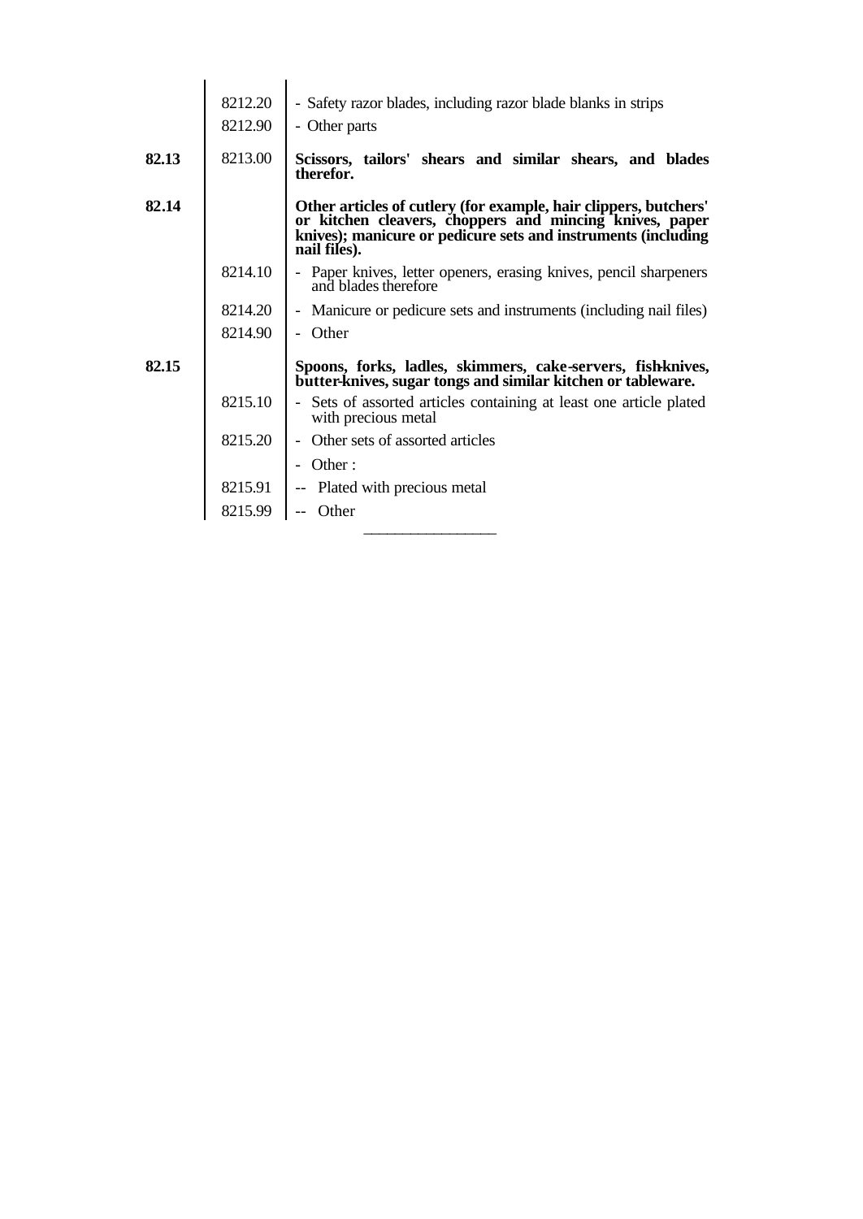| | | |
|---|---|---|
| | 8212.20 | - Safety razor blades, including razor blade blanks in strips |
| | 8212.90 | - Other parts |
| **82.13** | 8213.00 | **Scissors, tailors' shears and similar shears, and blades therefor.** |
| **82.14** | | **Other articles of cutlery (for example, hair clippers, butchers' or kitchen cleavers, choppers and mincing knives, paper knives); manicure or pedicure sets and instruments (including nail files).** |
| | 8214.10 | - Paper knives, letter openers, erasing knives, pencil sharpeners and blades therefore |
| | 8214.20 | - Manicure or pedicure sets and instruments (including nail files) |
| | 8214.90 | - Other |
| **82.15** | | **Spoons, forks, ladles, skimmers, cake-servers, fish-knives, butter-knives, sugar tongs and similar kitchen or tableware.** |
| | 8215.10 | - Sets of assorted articles containing at least one article plated with precious metal |
| | 8215.20 | - Other sets of assorted articles |
| | | - Other : |
| | 8215.91 | -- Plated with precious metal |
| | 8215.99 | -- Other |

\_\_\_\_\_\_\_\_\_\_\_\_\_\_\_\_